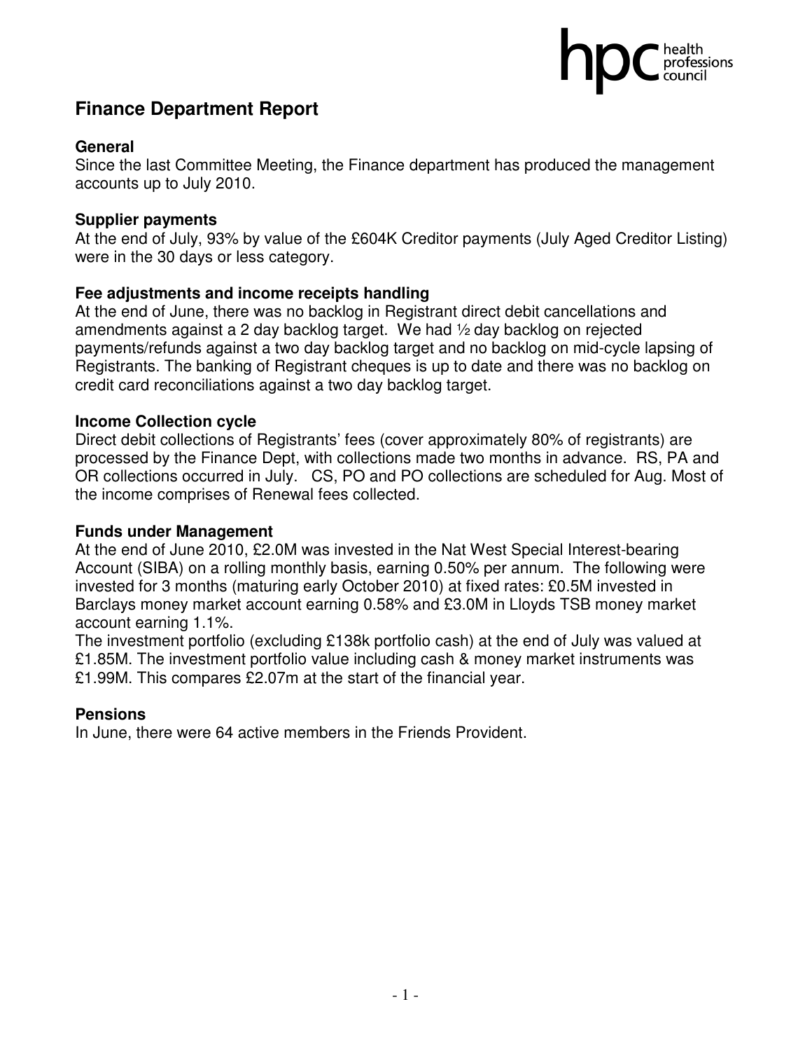# Finance Department Report

### General

Since the last Committee Meeting, the Finance department has produced the management accounts up to July 2010.

### Supplier payments

At the end of July, 93% by value of the £604K Creditor payments (July Aged Creditor Listing) were in the 30 days or less category.

### Fee adjustments and income receipts handling

At the end of June, there was no backlog in Registrant direct debit cancellations and amendments against a 2 day backlog target. We had ½ day backlog on rejected payments/refunds against a two day backlog target and no backlog on mid-cycle lapsing of Registrants. The banking of Registrant cheques is up to date and there was no backlog on credit card reconciliations against a two day backlog target.

### Income Collection cycle

Direct debit collections of Registrants' fees (cover approximately 80% of registrants) are processed by the Finance Dept, with collections made two months in advance. RS, PA and OR collections occurred in July. CS, PO and PO collections are scheduled for Aug. Most of the income comprises of Renewal fees collected.

### Funds under Management

At the end of June 2010, £2.0M was invested in the Nat West Special Interest-bearing Account (SIBA) on a rolling monthly basis, earning 0.50% per annum. The following were invested for 3 months (maturing early October 2010) at fixed rates: £0.5M invested in Barclays money market account earning 0.58% and £3.0M in Lloyds TSB money market account earning 1.1%.

The investment portfolio (excluding £138k portfolio cash) at the end of July was valued at £1.85M. The investment portfolio value including cash & money market instruments was £1.99M. This compares £2.07m at the start of the financial year.

### Pensions

In June, there were 64 active members in the Friends Provident.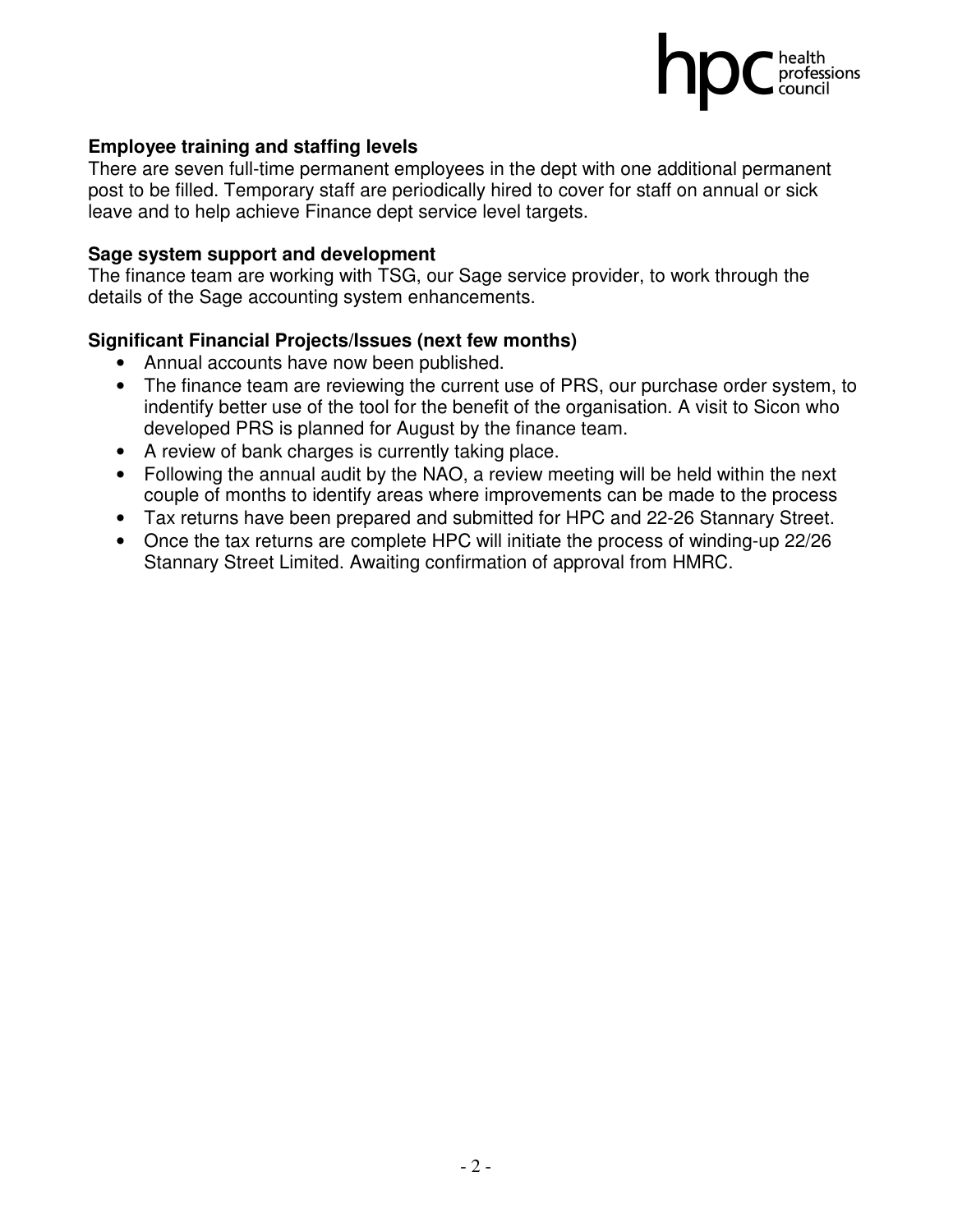**Employee training and staffing levels**

There are seven full-time permanent employees in the dept with one additional permanent post to be filled. Temporary staff are periodically hired to cover for staff on annual or sick leave and to help achieve Finance dept service level targets.

**Sage system support and development**

The finance team are working with TSG, our Sage service provider, to work through the details of the Sage accounting system enhancements.

**Significant Financial Projects/Issues (next few months)**

- Annual accounts have now been published.
- The finance team are reviewing the current use of PRS, our purchase order system, to indentify better use of the tool for the benefit of the organisation. A visit to Sicon who developed PRS is planned for August by the finance team.
- A review of bank charges is currently taking place.
- Following the annual audit by the NAO, a review meeting will be held within the next couple of months to identify areas where improvements can be made to the process
- Tax returns have been prepared and submitted for HPC and 22-26 Stannary Street.
- Once the tax returns are complete HPC will initiate the process of winding-up 22/26 Stannary Street Limited. Awaiting confirmation of approval from HMRC.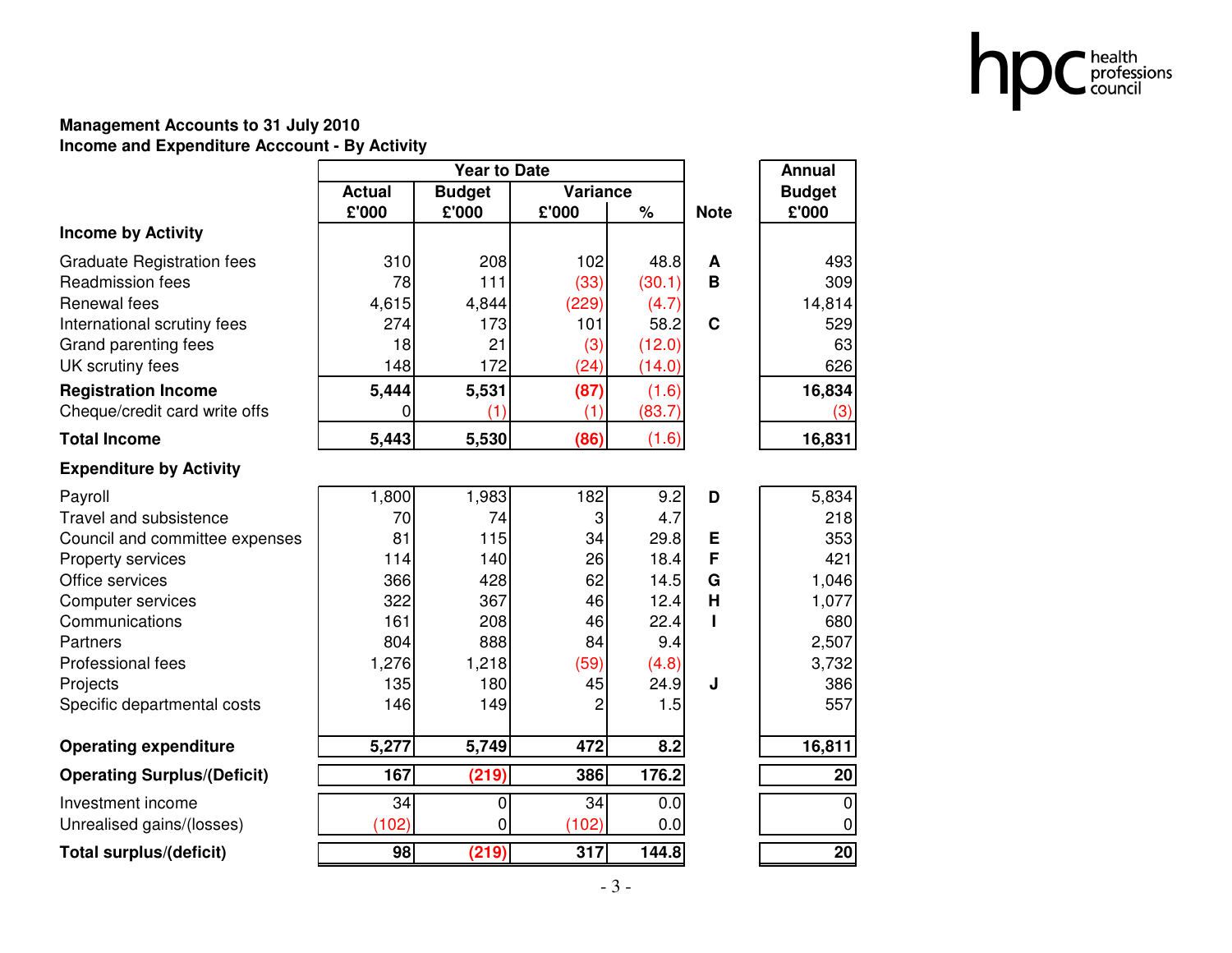**Management Accounts to 31 July 2010**
**Income and Expenditure Acccount - By Activity**

| | Year to Date | | | | | Annual |
|---|---|---|---|---|---|---|
| | Actual | Budget | Variance | | Note | Budget |
| | £'000 | £'000 | £'000 | % | | £'000 |
| **Income by Activity** | | | | | | |
| Graduate Registration fees | 310 | 208 | 102 | 48.8 | A | 493 |
| Readmission fees | 78 | 111 | (33) | (30.1) | B | 309 |
| Renewal fees | 4,615 | 4,844 | (229) | (4.7) | | 14,814 |
| International scrutiny fees | 274 | 173 | 101 | 58.2 | C | 529 |
| Grand parenting fees | 18 | 21 | (3) | (12.0) | | 63 |
| UK scrutiny fees | 148 | 172 | (24) | (14.0) | | 626 |
| **Registration Income** | **5,444** | **5,531** | **(87)** | (1.6) | | **16,834** |
| Cheque/credit card write offs | 0 | (1) | (1) | (83.7) | | (3) |
| **Total Income** | **5,443** | **5,530** | **(86)** | (1.6) | | **16,831** |
| **Expenditure by Activity** | | | | | | |
| Payroll | 1,800 | 1,983 | 182 | 9.2 | D | 5,834 |
| Travel and subsistence | 70 | 74 | 3 | 4.7 | | 218 |
| Council and committee expenses | 81 | 115 | 34 | 29.8 | E | 353 |
| Property services | 114 | 140 | 26 | 18.4 | F | 421 |
| Office services | 366 | 428 | 62 | 14.5 | G | 1,046 |
| Computer services | 322 | 367 | 46 | 12.4 | H | 1,077 |
| Communications | 161 | 208 | 46 | 22.4 | I | 680 |
| Partners | 804 | 888 | 84 | 9.4 | | 2,507 |
| Professional fees | 1,276 | 1,218 | (59) | (4.8) | | 3,732 |
| Projects | 135 | 180 | 45 | 24.9 | J | 386 |
| Specific departmental costs | 146 | 149 | 2 | 1.5 | | 557 |
| **Operating expenditure** | **5,277** | **5,749** | **472** | **8.2** | | **16,811** |
| **Operating Surplus/(Deficit)** | **167** | **(219)** | **386** | **176.2** | | **20** |
| Investment income | 34 | 0 | 34 | 0.0 | | 0 |
| Unrealised gains/(losses) | (102) | 0 | (102) | 0.0 | | 0 |
| **Total surplus/(deficit)** | **98** | **(219)** | **317** | **144.8** | | **20** |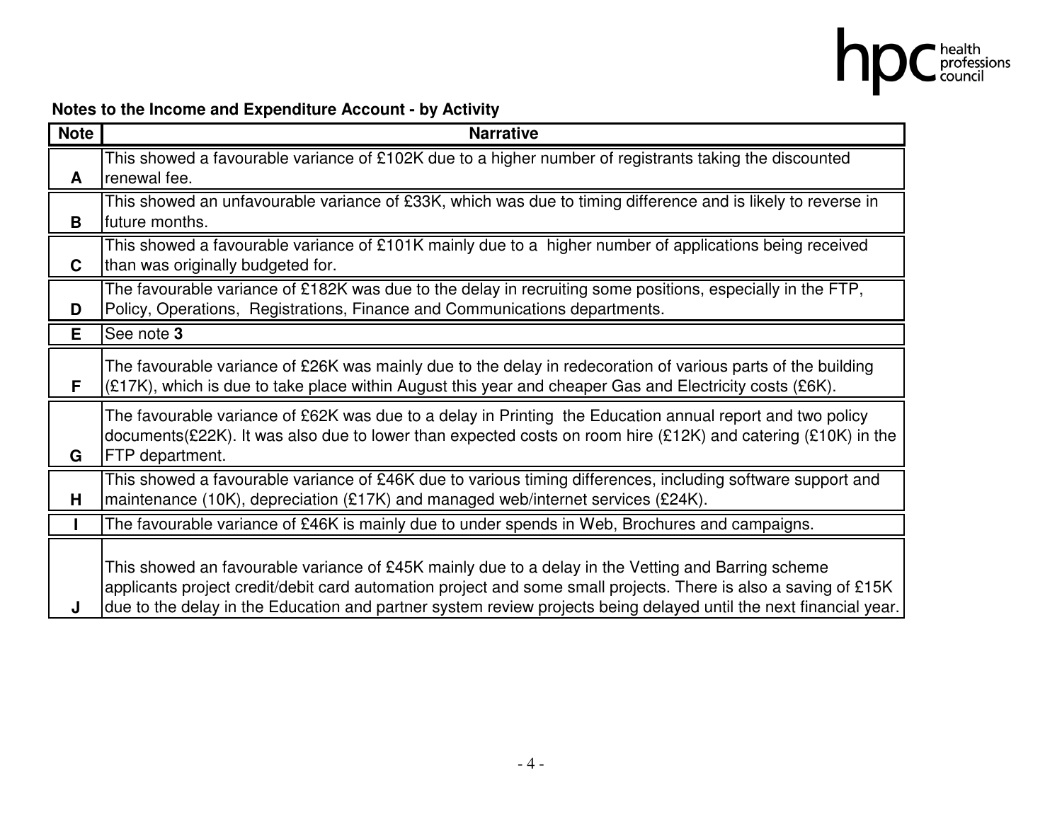**Notes to the Income and Expenditure Account - by Activity**

| Note | Narrative |
|---|---|
| **A** | This showed a favourable variance of £102K due to a higher number of registrants taking the discounted renewal fee. |
| **B** | This showed an unfavourable variance of £33K, which was due to timing difference and is likely to reverse in future months. |
| **C** | This showed a favourable variance of £101K mainly due to a higher number of applications being received than was originally budgeted for. |
| **D** | The favourable variance of £182K was due to the delay in recruiting some positions, especially in the FTP, Policy, Operations, Registrations, Finance and Communications departments. |
| **E** | See note **3** |
| **F** | The favourable variance of £26K was mainly due to the delay in redecoration of various parts of the building (£17K), which is due to take place within August this year and cheaper Gas and Electricity costs (£6K). |
| **G** | The favourable variance of £62K was due to a delay in Printing the Education annual report and two policy documents(£22K). It was also due to lower than expected costs on room hire (£12K) and catering (£10K) in the FTP department. |
| **H** | This showed a favourable variance of £46K due to various timing differences, including software support and maintenance (10K), depreciation (£17K) and managed web/internet services (£24K). |
| **I** | The favourable variance of £46K is mainly due to under spends in Web, Brochures and campaigns. |
| **J** | This showed an favourable variance of £45K mainly due to a delay in the Vetting and Barring scheme applicants project credit/debit card automation project and some small projects. There is also a saving of £15K due to the delay in the Education and partner system review projects being delayed until the next financial year. |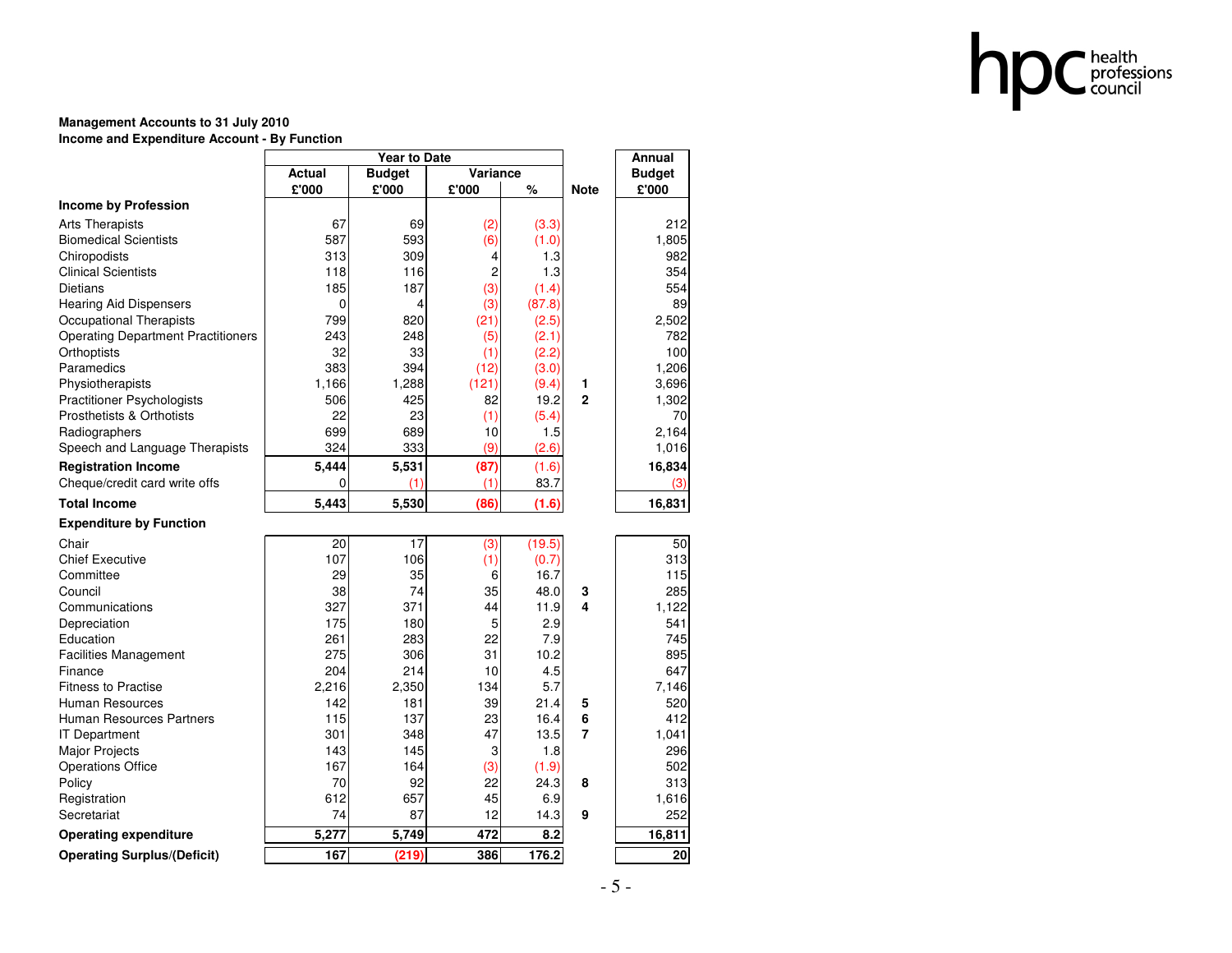**Management Accounts to 31 July 2010**
**Income and Expenditure Account - By Function**

| | Year to Date | | | | | Annual |
|---|---|---|---|---|---|---|
| | Actual | Budget | Variance | | | Budget |
| | £'000 | £'000 | £'000 | % | Note | £'000 |
| **Income by Profession** | | | | | | |
| Arts Therapists | 67 | 69 | (2) | (3.3) | | 212 |
| Biomedical Scientists | 587 | 593 | (6) | (1.0) | | 1,805 |
| Chiropodists | 313 | 309 | 4 | 1.3 | | 982 |
| Clinical Scientists | 118 | 116 | 2 | 1.3 | | 354 |
| Dietians | 185 | 187 | (3) | (1.4) | | 554 |
| Hearing Aid Dispensers | 0 | 4 | (3) | (87.8) | | 89 |
| Occupational Therapists | 799 | 820 | (21) | (2.5) | | 2,502 |
| Operating Department Practitioners | 243 | 248 | (5) | (2.1) | | 782 |
| Orthoptists | 32 | 33 | (1) | (2.2) | | 100 |
| Paramedics | 383 | 394 | (12) | (3.0) | | 1,206 |
| Physiotherapists | 1,166 | 1,288 | (121) | (9.4) | **1** | 3,696 |
| Practitioner Psychologists | 506 | 425 | 82 | 19.2 | **2** | 1,302 |
| Prosthetists & Orthotists | 22 | 23 | (1) | (5.4) | | 70 |
| Radiographers | 699 | 689 | 10 | 1.5 | | 2,164 |
| Speech and Language Therapists | 324 | 333 | (9) | (2.6) | | 1,016 |
| **Registration Income** | **5,444** | **5,531** | **(87)** | (1.6) | | **16,834** |
| Cheque/credit card write offs | 0 | (1) | (1) | 83.7 | | (3) |
| **Total Income** | **5,443** | **5,530** | **(86)** | **(1.6)** | | **16,831** |
| **Expenditure by Function** | | | | | | |
| Chair | 20 | 17 | (3) | (19.5) | | 50 |
| Chief Executive | 107 | 106 | (1) | (0.7) | | 313 |
| Committee | 29 | 35 | 6 | 16.7 | | 115 |
| Council | 38 | 74 | 35 | 48.0 | **3** | 285 |
| Communications | 327 | 371 | 44 | 11.9 | **4** | 1,122 |
| Depreciation | 175 | 180 | 5 | 2.9 | | 541 |
| Education | 261 | 283 | 22 | 7.9 | | 745 |
| Facilities Management | 275 | 306 | 31 | 10.2 | | 895 |
| Finance | 204 | 214 | 10 | 4.5 | | 647 |
| Fitness to Practise | 2,216 | 2,350 | 134 | 5.7 | | 7,146 |
| Human Resources | 142 | 181 | 39 | 21.4 | **5** | 520 |
| Human Resources Partners | 115 | 137 | 23 | 16.4 | **6** | 412 |
| IT Department | 301 | 348 | 47 | 13.5 | **7** | 1,041 |
| Major Projects | 143 | 145 | 3 | 1.8 | | 296 |
| Operations Office | 167 | 164 | (3) | (1.9) | | 502 |
| Policy | 70 | 92 | 22 | 24.3 | **8** | 313 |
| Registration | 612 | 657 | 45 | 6.9 | | 1,616 |
| Secretariat | 74 | 87 | 12 | 14.3 | **9** | 252 |
| **Operating expenditure** | **5,277** | **5,749** | **472** | **8.2** | | **16,811** |
| **Operating Surplus/(Deficit)** | **167** | **(219)** | **386** | **176.2** | | **20** |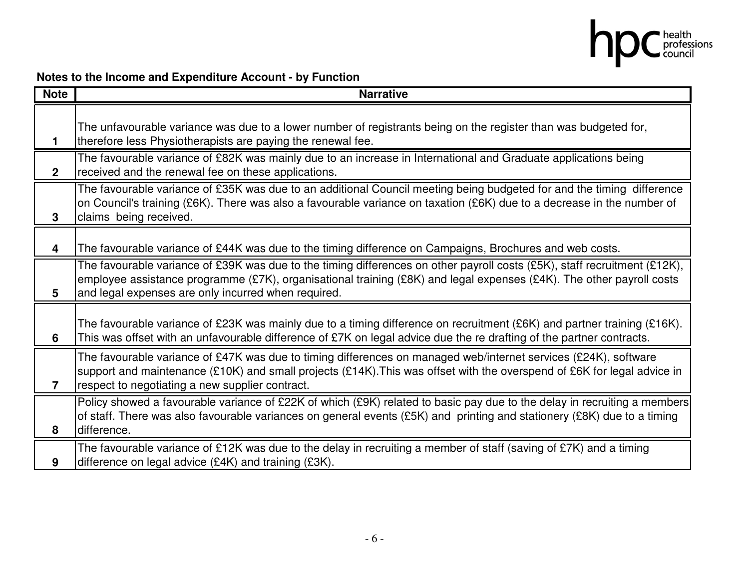**Notes to the Income and Expenditure Account - by Function**

| Note | Narrative |
|---|---|
| 1 | The unfavourable variance was due to a lower number of registrants being on the register than was budgeted for, therefore less Physiotherapists are paying the renewal fee. |
| 2 | The favourable variance of £82K was mainly due to an increase in International and Graduate applications being received and the renewal fee on these applications. |
| 3 | The favourable variance of £35K was due to an additional Council meeting being budgeted for and the timing difference on Council's training (£6K). There was also a favourable variance on taxation (£6K) due to a decrease in the number of claims being received. |
| 4 | The favourable variance of £44K was due to the timing difference on Campaigns, Brochures and web costs. |
| 5 | The favourable variance of £39K was due to the timing differences on other payroll costs (£5K), staff recruitment (£12K), employee assistance programme (£7K), organisational training (£8K) and legal expenses (£4K). The other payroll costs and legal expenses are only incurred when required. |
| 6 | The favourable variance of £23K was mainly due to a timing difference on recruitment (£6K) and partner training (£16K). This was offset with an unfavourable difference of £7K on legal advice due the re drafting of the partner contracts. |
| 7 | The favourable variance of £47K was due to timing differences on managed web/internet services (£24K), software support and maintenance (£10K) and small projects (£14K).This was offset with the overspend of £6K for legal advice in respect to negotiating a new supplier contract. |
| 8 | Policy showed a favourable variance of £22K of which (£9K) related to basic pay due to the delay in recruiting a members of staff. There was also favourable variances on general events (£5K) and printing and stationery (£8K) due to a timing difference. |
| 9 | The favourable variance of £12K was due to the delay in recruiting a member of staff (saving of £7K) and a timing difference on legal advice (£4K) and training (£3K). |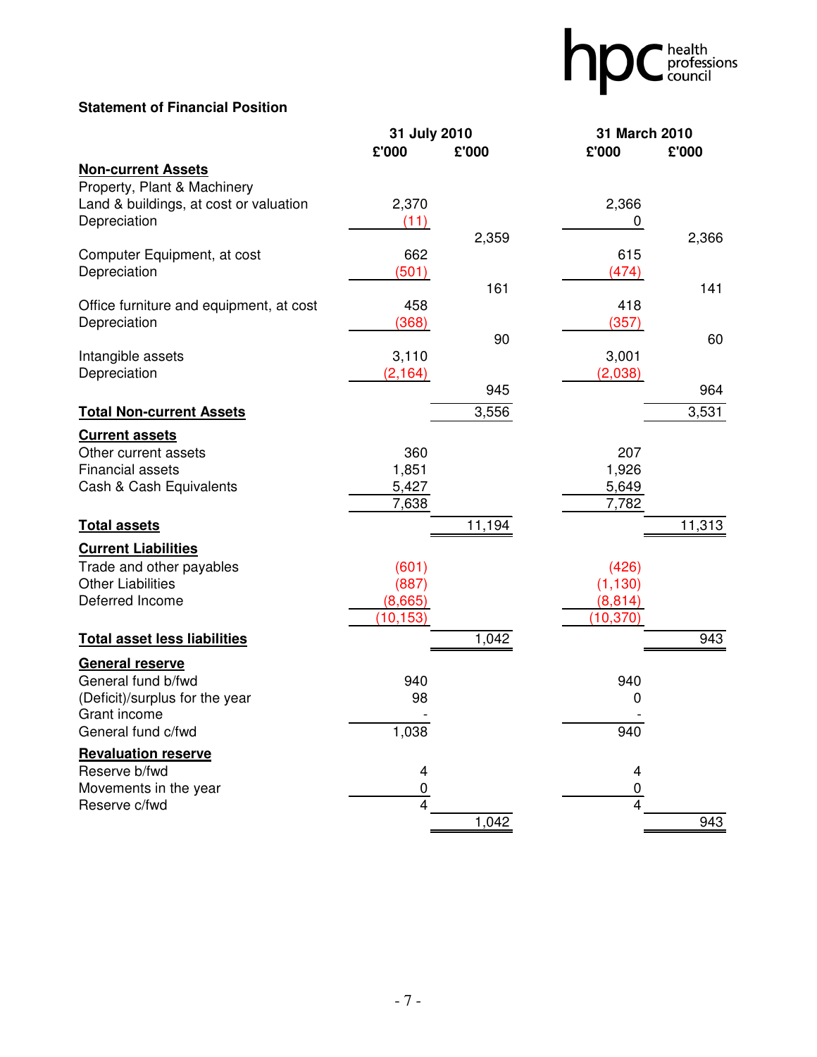## Statement of Financial Position

| | 31 July 2010 | | 31 March 2010 | |
|---|---|---|---|---|
| | £'000 | £'000 | £'000 | £'000 |
| **Non-current Assets** | | | | |
| Property, Plant & Machinery | | | | |
| Land & buildings, at cost or valuation | 2,370 | | 2,366 | |
| Depreciation | (11) | | 0 | |
| | | 2,359 | | 2,366 |
| Computer Equipment, at cost | 662 | | 615 | |
| Depreciation | (501) | | (474) | |
| | | 161 | | 141 |
| Office furniture and equipment, at cost | 458 | | 418 | |
| Depreciation | (368) | | (357) | |
| | | 90 | | 60 |
| Intangible assets | 3,110 | | 3,001 | |
| Depreciation | (2,164) | | (2,038) | |
| | | 945 | | 964 |
| **Total Non-current Assets** | | 3,556 | | 3,531 |
| **Current assets** | | | | |
| Other current assets | 360 | | 207 | |
| Financial assets | 1,851 | | 1,926 | |
| Cash & Cash Equivalents | 5,427 | | 5,649 | |
| | 7,638 | | 7,782 | |
| **Total assets** | | 11,194 | | 11,313 |
| **Current Liabilities** | | | | |
| Trade and other payables | (601) | | (426) | |
| Other Liabilities | (887) | | (1,130) | |
| Deferred Income | (8,665) | | (8,814) | |
| | (10,153) | | (10,370) | |
| **Total asset less liabilities** | | 1,042 | | 943 |
| **General reserve** | | | | |
| General fund b/fwd | 940 | | 940 | |
| (Deficit)/surplus for the year | 98 | | 0 | |
| Grant income | - | | - | |
| General fund c/fwd | 1,038 | | 940 | |
| **Revaluation reserve** | | | | |
| Reserve b/fwd | 4 | | 4 | |
| Movements in the year | 0 | | 0 | |
| Reserve c/fwd | 4 | | 4 | |
| | | 1,042 | | 943 |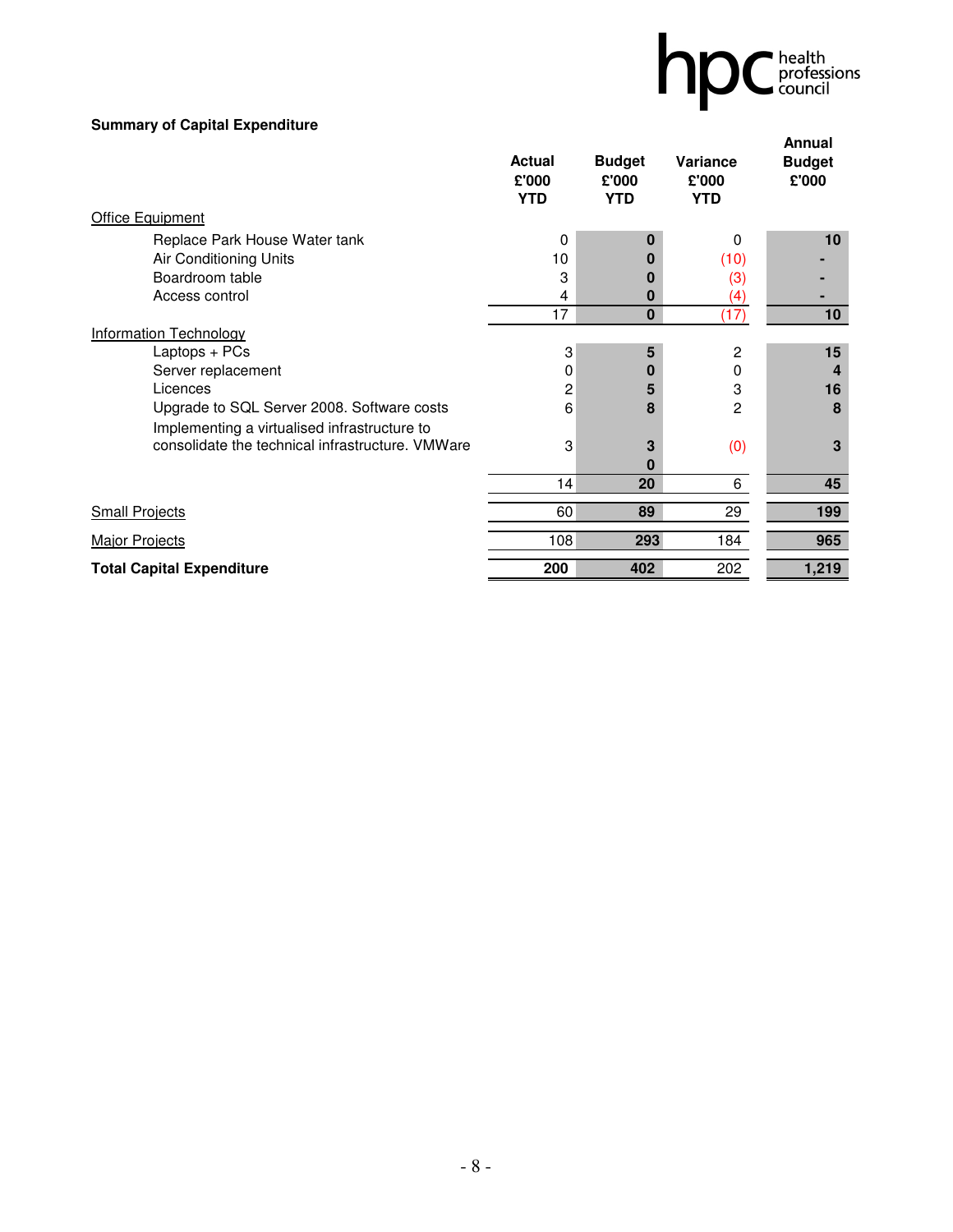**Summary of Capital Expenditure**

| | Actual £'000 YTD | Budget £'000 YTD | Variance £'000 YTD | Annual Budget £'000 |
|---|---|---|---|---|
| Office Equipment | | | | |
| Replace Park House Water tank | 0 | 0 | 0 | 10 |
| Air Conditioning Units | 10 | 0 | (10) | - |
| Boardroom table | 3 | 0 | (3) | - |
| Access control | 4 | 0 | (4) | - |
| | 17 | 0 | (17) | 10 |
| Information Technology | | | | |
| Laptops + PCs | 3 | 5 | 2 | 15 |
| Server replacement | 0 | 0 | 0 | 4 |
| Licences | 2 | 5 | 3 | 16 |
| Upgrade to SQL Server 2008. Software costs | 6 | 8 | 2 | 8 |
| Implementing a virtualised infrastructure to consolidate the technical infrastructure. VMWare | 3 | 3 | (0) | 3 |
| | | 0 | | |
| | 14 | 20 | 6 | 45 |
| Small Projects | 60 | 89 | 29 | 199 |
| Major Projects | 108 | 293 | 184 | 965 |
| **Total Capital Expenditure** | **200** | **402** | 202 | **1,219** |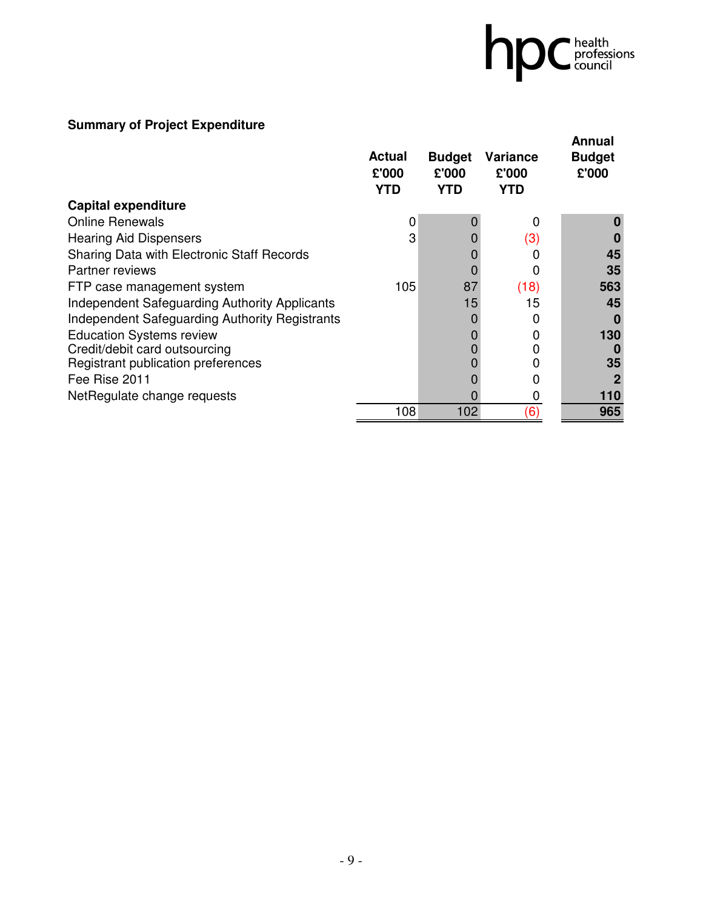**Summary of Project Expenditure**

| | Actual £'000 YTD | Budget £'000 YTD | Variance £'000 YTD | Annual Budget £'000 |
|---|---|---|---|---|
| **Capital expenditure** | | | | |
| Online Renewals | 0 | 0 | 0 | **0** |
| Hearing Aid Dispensers | 3 | 0 | (3) | **0** |
| Sharing Data with Electronic Staff Records | | 0 | 0 | **45** |
| Partner reviews | | 0 | 0 | **35** |
| FTP case management system | 105 | 87 | (18) | **563** |
| Independent Safeguarding Authority Applicants | | 15 | 15 | **45** |
| Independent Safeguarding Authority Registrants | | 0 | 0 | **0** |
| Education Systems review | | 0 | 0 | **130** |
| Credit/debit card outsourcing | | 0 | 0 | **0** |
| Registrant publication preferences | | 0 | 0 | **35** |
| Fee Rise 2011 | | 0 | 0 | **2** |
| NetRegulate change requests | | 0 | 0 | **110** |
| | 108 | 102 | (6) | **965** |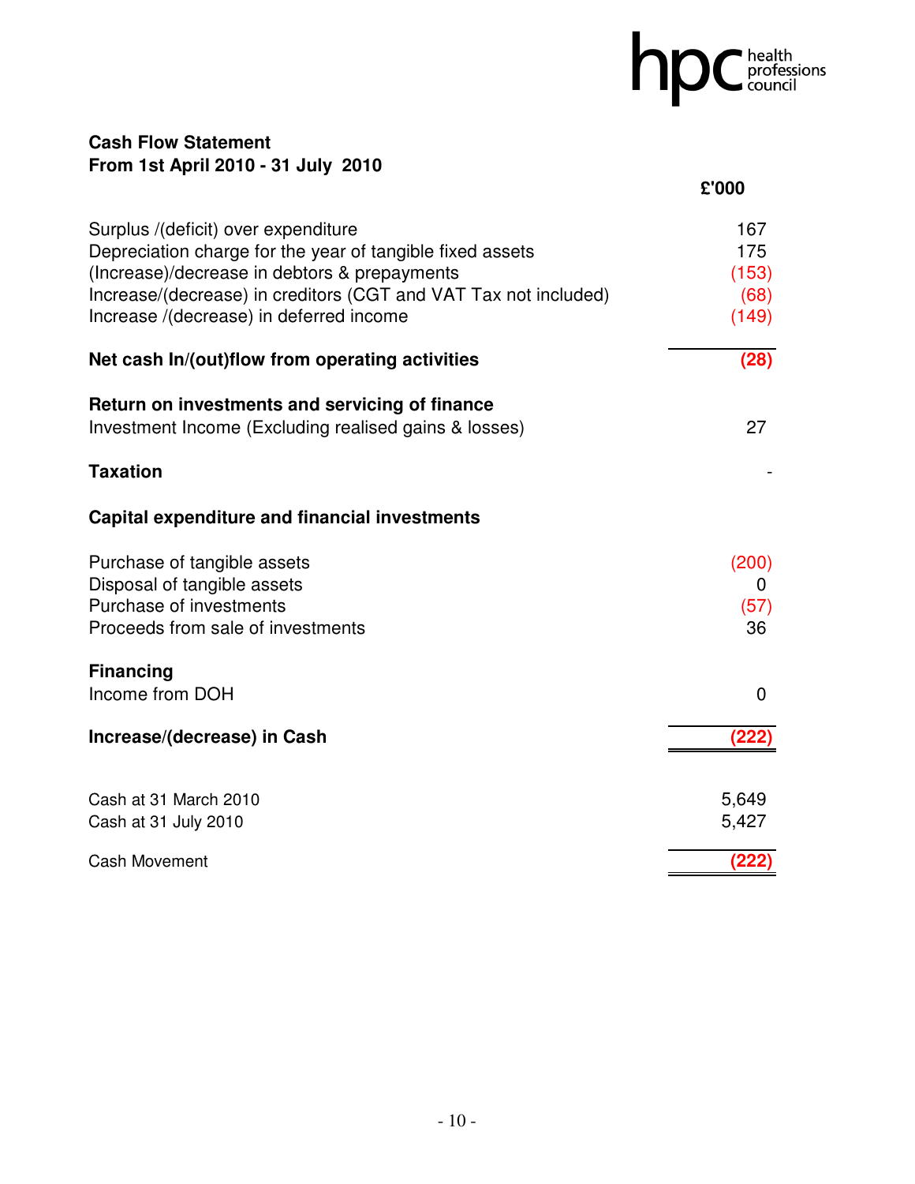## Cash Flow Statement
## From 1st April 2010 - 31 July 2010

| | £'000 |
|---|---|
| Surplus /(deficit) over expenditure | 167 |
| Depreciation charge for the year of tangible fixed assets | 175 |
| (Increase)/decrease in debtors & prepayments | (153) |
| Increase/(decrease) in creditors (CGT and VAT Tax not included) | (68) |
| Increase /(decrease) in deferred income | (149) |
| **Net cash In/(out)flow from operating activities** | **(28)** |
| **Return on investments and servicing of finance** | |
| Investment Income (Excluding realised gains & losses) | 27 |
| **Taxation** | - |
| **Capital expenditure and financial investments** | |
| Purchase of tangible assets | (200) |
| Disposal of tangible assets | 0 |
| Purchase of investments | (57) |
| Proceeds from sale of investments | 36 |
| **Financing** | |
| Income from DOH | 0 |
| **Increase/(decrease) in Cash** | **(222)** |
| Cash at 31 March 2010 | 5,649 |
| Cash at 31 July 2010 | 5,427 |
| Cash Movement | **(222)** |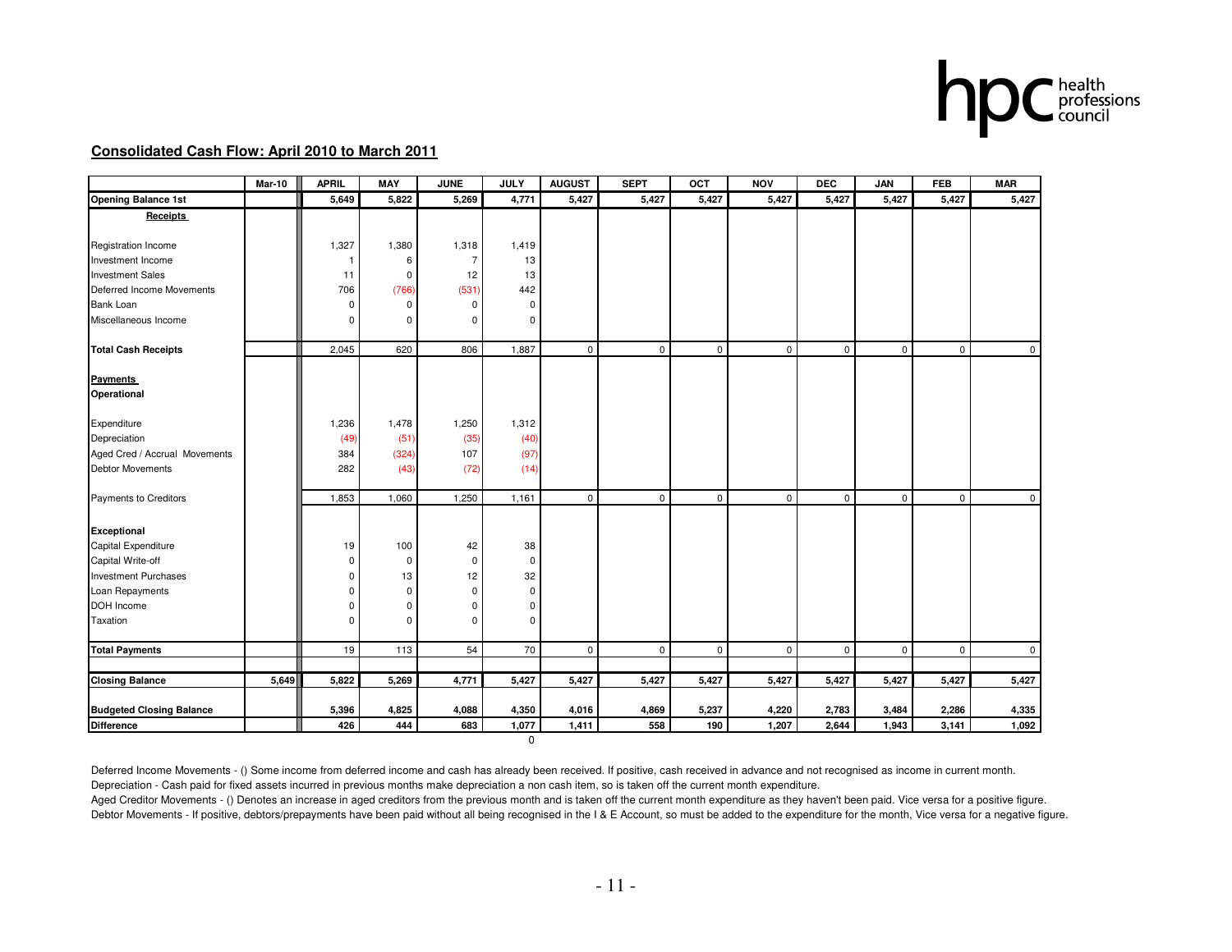## Consolidated Cash Flow: April 2010 to March 2011

| | Mar-10 | APRIL | MAY | JUNE | JULY | AUGUST | SEPT | OCT | NOV | DEC | JAN | FEB | MAR |
|---|---|---|---|---|---|---|---|---|---|---|---|---|---|
| **Opening Balance 1st** | | **5,649** | **5,822** | **5,269** | **4,771** | **5,427** | **5,427** | **5,427** | **5,427** | **5,427** | **5,427** | **5,427** | **5,427** |
| **Receipts** | | | | | | | | | | | | | |
| Registration Income | | 1,327 | 1,380 | 1,318 | 1,419 | | | | | | | | |
| Investment Income | | 1 | 6 | 7 | 13 | | | | | | | | |
| Investment Sales | | 11 | 0 | 12 | 13 | | | | | | | | |
| Deferred Income Movements | | 706 | (766) | (531) | 442 | | | | | | | | |
| Bank Loan | | 0 | 0 | 0 | 0 | | | | | | | | |
| Miscellaneous Income | | 0 | 0 | 0 | 0 | | | | | | | | |
| **Total Cash Receipts** | | 2,045 | 620 | 806 | 1,887 | 0 | 0 | 0 | 0 | 0 | 0 | 0 | 0 |
| **Payments** | | | | | | | | | | | | | |
| **Operational** | | | | | | | | | | | | | |
| Expenditure | | 1,236 | 1,478 | 1,250 | 1,312 | | | | | | | | |
| Depreciation | | (49) | (51) | (35) | (40) | | | | | | | | |
| Aged Cred / Accrual Movements | | 384 | (324) | 107 | (97) | | | | | | | | |
| Debtor Movements | | 282 | (43) | (72) | (14) | | | | | | | | |
| Payments to Creditors | | 1,853 | 1,060 | 1,250 | 1,161 | 0 | 0 | 0 | 0 | 0 | 0 | 0 | 0 |
| **Exceptional** | | | | | | | | | | | | | |
| Capital Expenditure | | 19 | 100 | 42 | 38 | | | | | | | | |
| Capital Write-off | | 0 | 0 | 0 | 0 | | | | | | | | |
| Investment Purchases | | 0 | 13 | 12 | 32 | | | | | | | | |
| Loan Repayments | | 0 | 0 | 0 | 0 | | | | | | | | |
| DOH Income | | 0 | 0 | 0 | 0 | | | | | | | | |
| Taxation | | 0 | 0 | 0 | 0 | | | | | | | | |
| **Total Payments** | | 19 | 113 | 54 | 70 | 0 | 0 | 0 | 0 | 0 | 0 | 0 | 0 |
| **Closing Balance** | **5,649** | **5,822** | **5,269** | **4,771** | **5,427** | **5,427** | **5,427** | **5,427** | **5,427** | **5,427** | **5,427** | **5,427** | **5,427** |
| **Budgeted Closing Balance** | | **5,396** | **4,825** | **4,088** | **4,350** | **4,016** | **4,869** | **5,237** | **4,220** | **2,783** | **3,484** | **2,286** | **4,335** |
| **Difference** | | **426** | **444** | **683** | **1,077** | **1,411** | **558** | **190** | **1,207** | **2,644** | **1,943** | **3,141** | **1,092** |
| | | | | | 0 | | | | | | | | |

Deferred Income Movements - () Some income from deferred income and cash has already been received. If positive, cash received in advance and not recognised as income in current month.

Depreciation - Cash paid for fixed assets incurred in previous months make depreciation a non cash item, so is taken off the current month expenditure.

Aged Creditor Movements - () Denotes an increase in aged creditors from the previous month and is taken off the current month expenditure as they haven't been paid. Vice versa for a positive figure.

Debtor Movements - If positive, debtors/prepayments have been paid without all being recognised in the I & E Account, so must be added to the expenditure for the month, Vice versa for a negative figure.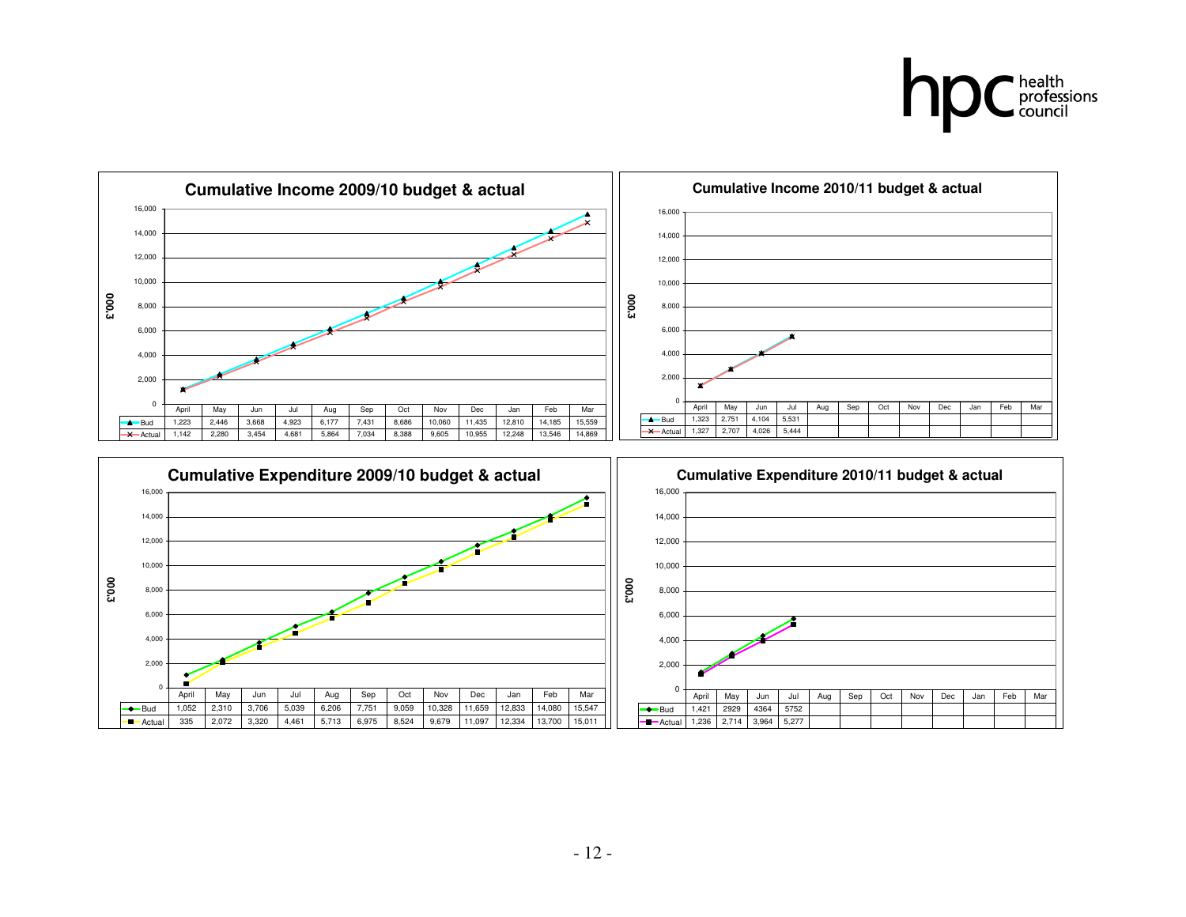**Cumulative Income 2009/10 budget & actual**

£'000

16,000
14,000
12,000
10,000
8,000
6,000
4,000
2,000
0

April May Jun Jul Aug Sep Oct Nov Dec Jan Feb Mar

Bud 1,223 2,446 3,668 4,923 6,177 7,431 8,686 10,060 11,435 12,810 14,185 15,559

Actual 1,142 2,280 3,454 4,681 5,864 7,034 8,388 9,605 10,955 12,248 13,546 14,869

**Cumulative Income 2010/11 budget & actual**

£'000

16,000
14,000
12,000
10,000
8,000
6,000
4,000
2,000
0

April May Jun Jul Aug Sep Oct Nov Dec Jan Feb Mar

Bud 1,323 2,751 4,104 5,531

Actual 1,327 2,707 4,026 5,444

**Cumulative Expenditure 2009/10 budget & actual**

£'000

16,000
14,000
12,000
10,000
8,000
6,000
4,000
2,000
0

April May Jun Jul Aug Sep Oct Nov Dec Jan Feb Mar

Bud 1,052 2,310 3,706 5,039 6,206 7,751 9,059 10,328 11,659 12,833 14,080 15,547

Actual 335 2,072 3,320 4,461 5,713 6,975 8,524 9,679 11,097 12,334 13,700 15,011

**Cumulative Expenditure 2010/11 budget & actual**

£'000

16,000
14,000
12,000
10,000
8,000
6,000
4,000
2,000
0

April May Jun Jul Aug Sep Oct Nov Dec Jan Feb Mar

Bud 1,421 2929 4364 5752

Actual 1,236 2,714 3,964 5,277